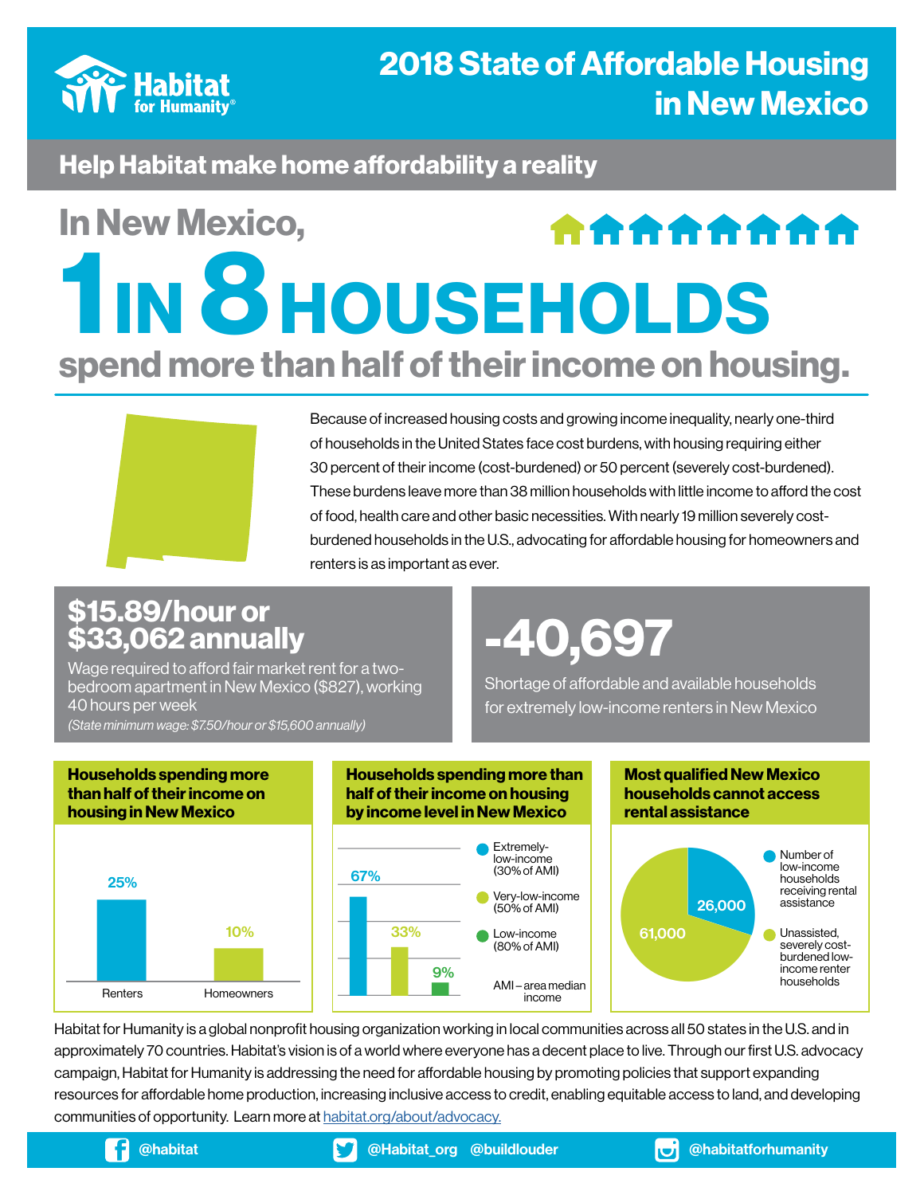Habitat for Humanity®

# 2018 State of Affordable Housing in New Mexico

## Help Habitat make home affordability a reality

## In New Mexico, 1 IN 8 HOUSEHOLDS spend more than half of their income on housing.

Because of increased housing costs and growing income inequality, nearly one-third of households in the United States face cost burdens, with housing requiring either 30 percent of their income (cost-burdened) or 50 percent (severely cost-burdened). These burdens leave more than 38 million households with little income to afford the cost of food, health care and other basic necessities. With nearly 19 million severely cost-burdened households in the U.S., advocating for affordable housing for homeowners and renters is as important as ever.

### $15.89/hour or $33,062 annually

Wage required to afford fair market rent for a two-bedroom apartment in New Mexico ($827), working 40 hours per week

*(State minimum wage: $7.50/hour or $15,600 annually)*

### -40,697

Shortage of affordable and available households for extremely low-income renters in New Mexico

### Households spending more than half of their income on housing in New Mexico

| Renters | Homeowners |
|---|---|
| 25% | 10% |

### Households spending more than half of their income on housing by income level in New Mexico

| Income level | Percent |
|---|---|
| Extremely-low-income (30% of AMI) | 67% |
| Very-low-income (50% of AMI) | 33% |
| Low-income (80% of AMI) | 9% |

AMI – area median income

### Most qualified New Mexico households cannot access rental assistance

| Category | Households |
|---|---|
| Number of low-income households receiving rental assistance | 26,000 |
| Unassisted, severely cost-burdened low-income renter households | 61,000 |

Habitat for Humanity is a global nonprofit housing organization working in local communities across all 50 states in the U.S. and in approximately 70 countries. Habitat's vision is of a world where everyone has a decent place to live. Through our first U.S. advocacy campaign, Habitat for Humanity is addressing the need for affordable housing by promoting policies that support expanding resources for affordable home production, increasing inclusive access to credit, enabling equitable access to land, and developing communities of opportunity. Learn more at habitat.org/about/advocacy.

@habitat | @Habitat_org @buildlouder | @habitatforhumanity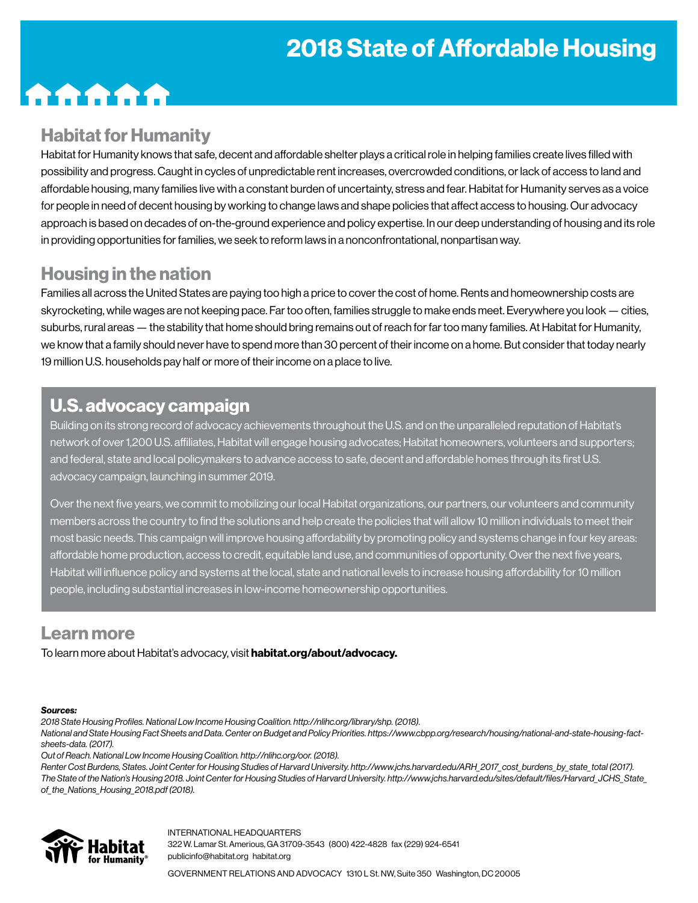# 2018 State of Affordable Housing

## Habitat for Humanity

Habitat for Humanity knows that safe, decent and affordable shelter plays a critical role in helping families create lives filled with possibility and progress. Caught in cycles of unpredictable rent increases, overcrowded conditions, or lack of access to land and affordable housing, many families live with a constant burden of uncertainty, stress and fear. Habitat for Humanity serves as a voice for people in need of decent housing by working to change laws and shape policies that affect access to housing. Our advocacy approach is based on decades of on-the-ground experience and policy expertise. In our deep understanding of housing and its role in providing opportunities for families, we seek to reform laws in a nonconfrontational, nonpartisan way.

## Housing in the nation

Families all across the United States are paying too high a price to cover the cost of home. Rents and homeownership costs are skyrocketing, while wages are not keeping pace. Far too often, families struggle to make ends meet. Everywhere you look — cities, suburbs, rural areas — the stability that home should bring remains out of reach for far too many families. At Habitat for Humanity, we know that a family should never have to spend more than 30 percent of their income on a home. But consider that today nearly 19 million U.S. households pay half or more of their income on a place to live.

## U.S. advocacy campaign

Building on its strong record of advocacy achievements throughout the U.S. and on the unparalleled reputation of Habitat's network of over 1,200 U.S. affiliates, Habitat will engage housing advocates; Habitat homeowners, volunteers and supporters; and federal, state and local policymakers to advance access to safe, decent and affordable homes through its first U.S. advocacy campaign, launching in summer 2019.

Over the next five years, we commit to mobilizing our local Habitat organizations, our partners, our volunteers and community members across the country to find the solutions and help create the policies that will allow 10 million individuals to meet their most basic needs. This campaign will improve housing affordability by promoting policy and systems change in four key areas: affordable home production, access to credit, equitable land use, and communities of opportunity. Over the next five years, Habitat will influence policy and systems at the local, state and national levels to increase housing affordability for 10 million people, including substantial increases in low-income homeownership opportunities.

## Learn more

To learn more about Habitat's advocacy, visit **habitat.org/about/advocacy.**

***Sources:***

*2018 State Housing Profiles. National Low Income Housing Coalition. http://nlihc.org/library/shp. (2018).*

*National and State Housing Fact Sheets and Data. Center on Budget and Policy Priorities. https://www.cbpp.org/research/housing/national-and-state-housing-fact-sheets-data. (2017).*

*Out of Reach. National Low Income Housing Coalition. http://nlihc.org/oor. (2018).*

*Renter Cost Burdens, States. Joint Center for Housing Studies of Harvard University. http://www.jchs.harvard.edu/ARH_2017_cost_burdens_by_state_total (2017).*

*The State of the Nation's Housing 2018. Joint Center for Housing Studies of Harvard University. http://www.jchs.harvard.edu/sites/default/files/Harvard_JCHS_State_of_the_Nations_Housing_2018.pdf (2018).*

Habitat for Humanity®

INTERNATIONAL HEADQUARTERS
322 W. Lamar St. Americus, GA 31709-3543 (800) 422-4828 fax (229) 924-6541
publicinfo@habitat.org habitat.org

GOVERNMENT RELATIONS AND ADVOCACY 1310 L St. NW, Suite 350 Washington, DC 20005